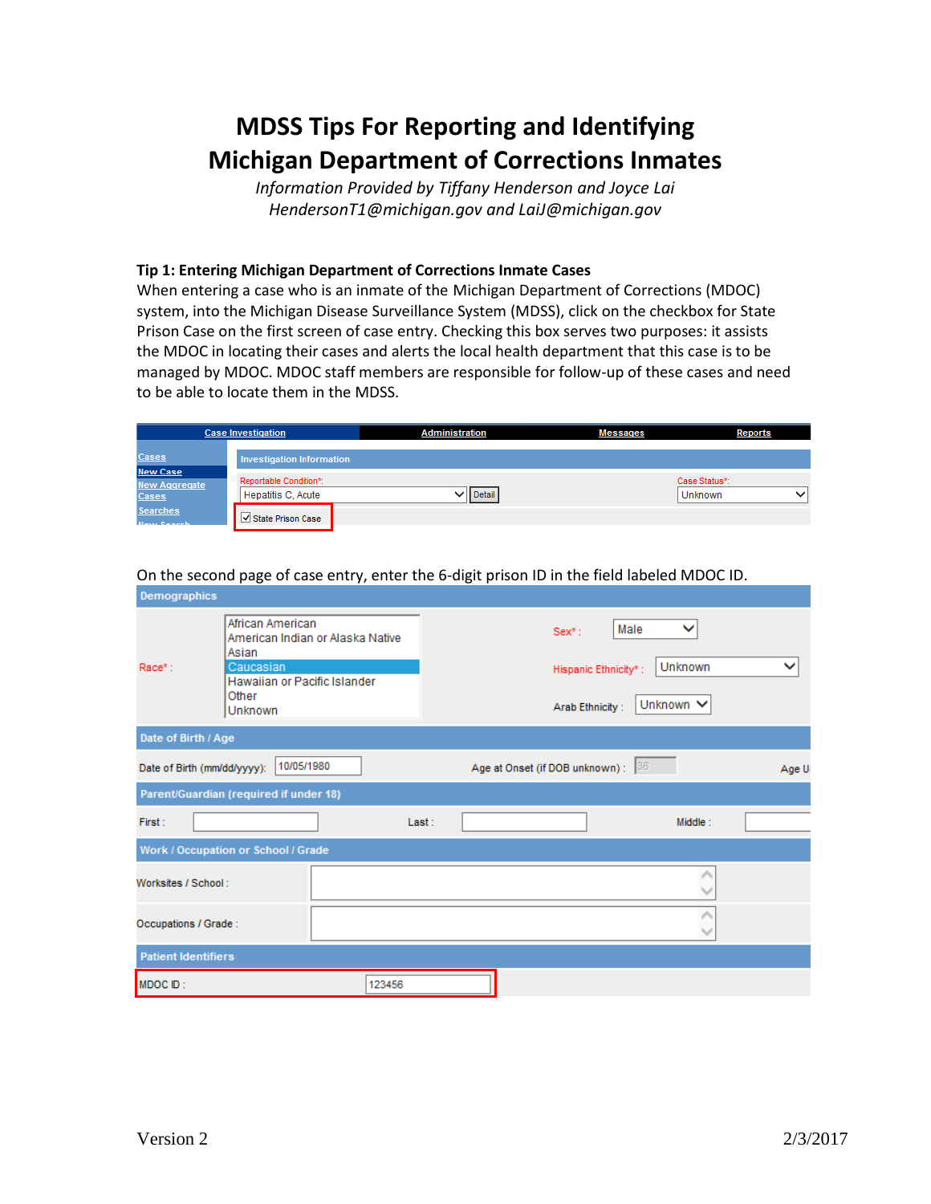# MDSS Tips For Reporting and Identifying Michigan Department of Corrections Inmates

*Information Provided by Tiffany Henderson and Joyce Lai*
*HendersonT1@michigan.gov and LaiJ@michigan.gov*

**Tip 1: Entering Michigan Department of Corrections Inmate Cases**

When entering a case who is an inmate of the Michigan Department of Corrections (MDOC) system, into the Michigan Disease Surveillance System (MDSS), click on the checkbox for State Prison Case on the first screen of case entry. Checking this box serves two purposes: it assists the MDOC in locating their cases and alerts the local health department that this case is to be managed by MDOC. MDOC staff members are responsible for follow-up of these cases and need to be able to locate them in the MDSS.

On the second page of case entry, enter the 6-digit prison ID in the field labeled MDOC ID.

Version 2 2/3/2017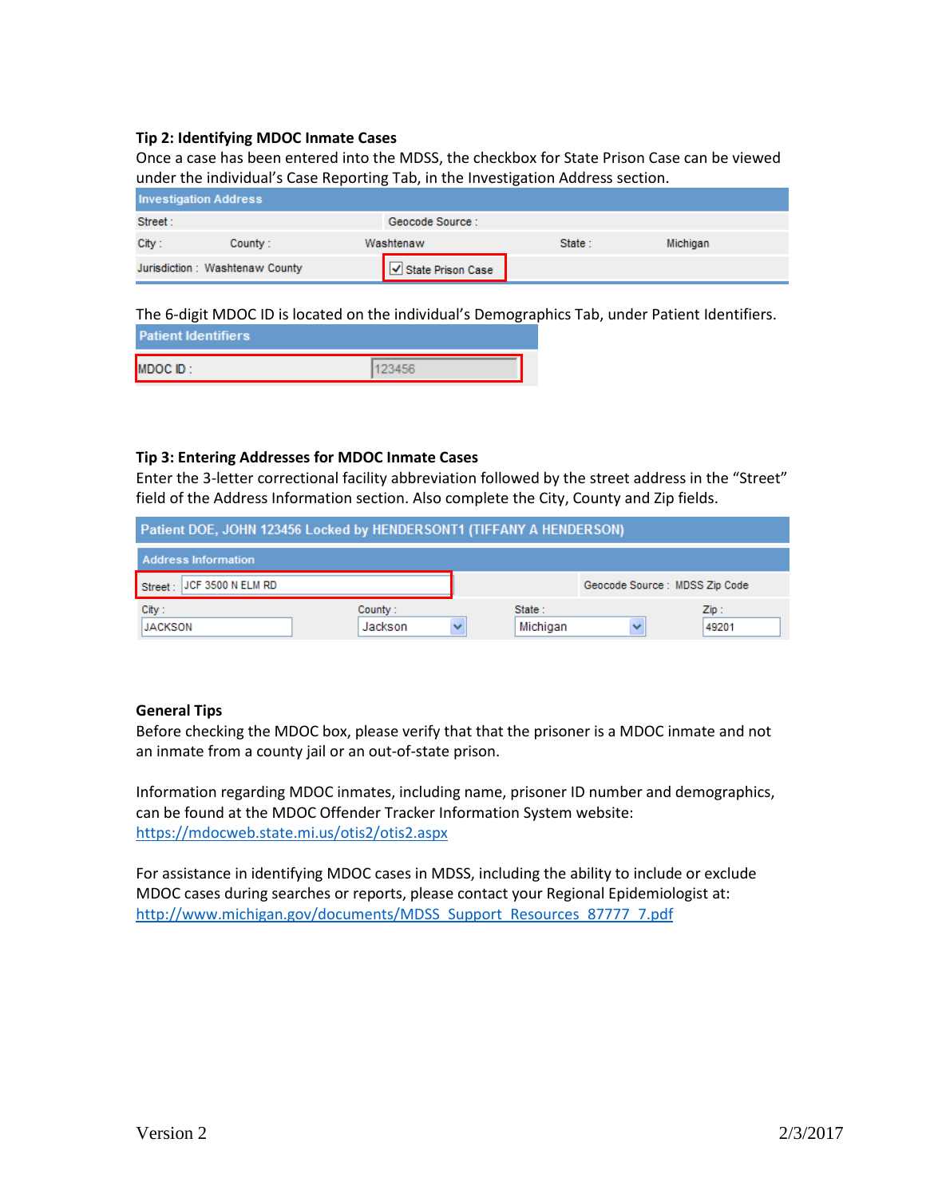**Tip 2: Identifying MDOC Inmate Cases**

Once a case has been entered into the MDSS, the checkbox for State Prison Case can be viewed under the individual's Case Reporting Tab, in the Investigation Address section.

| Investigation Address | | | | |
|---|---|---|---|---|
| Street : | | Geocode Source : | | |
| City : | County : | Washtenaw | State : | Michigan |
| Jurisdiction : Washtenaw County | | ☑ State Prison Case | | |

The 6-digit MDOC ID is located on the individual's Demographics Tab, under Patient Identifiers.

| Patient Identifiers | |
|---|---|
| MDOC ID : | 123456 |

**Tip 3: Entering Addresses for MDOC Inmate Cases**

Enter the 3-letter correctional facility abbreviation followed by the street address in the "Street" field of the Address Information section. Also complete the City, County and Zip fields.

Patient DOE, JOHN 123456 Locked by HENDERSONT1 (TIFFANY A HENDERSON)

| Address Information | | | |
|---|---|---|---|
| Street : JCF 3500 N ELM RD | | Geocode Source : MDSS Zip Code | |
| City : JACKSON | County : Jackson | State : Michigan | Zip : 49201 |

**General Tips**

Before checking the MDOC box, please verify that that the prisoner is a MDOC inmate and not an inmate from a county jail or an out-of-state prison.

Information regarding MDOC inmates, including name, prisoner ID number and demographics, can be found at the MDOC Offender Tracker Information System website: https://mdocweb.state.mi.us/otis2/otis2.aspx

For assistance in identifying MDOC cases in MDSS, including the ability to include or exclude MDOC cases during searches or reports, please contact your Regional Epidemiologist at: http://www.michigan.gov/documents/MDSS_Support_Resources_87777_7.pdf

Version 2 2/3/2017